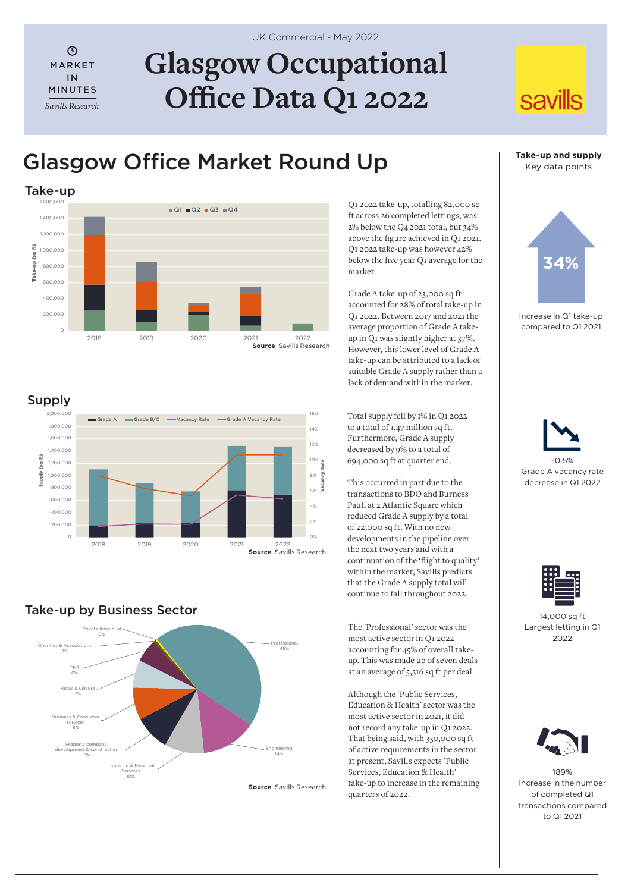# Glasgow Occupational Office Data Q1 2022

UK Commercial - May 2022

MARKET IN MINUTES

*Savills Research*

savills

## Glasgow Office Market Round Up

### Take-up

Source Savills Research

Q1 2022 take-up, totalling 82,000 sq ft across 26 completed lettings, was 2% below the Q4 2021 total, but 34% above the figure achieved in Q1 2021. Q1 2022 take-up was however 42% below the five year Q1 average for the market.

Grade A take-up of 23,000 sq ft accounted for 28% of total take-up in Q1 2022. Between 2017 and 2021 the average proportion of Grade A take-up in Q1 was slightly higher at 37%. However, this lower level of Grade A take-up can be attributed to a lack of suitable Grade A supply rather than a lack of demand within the market.

### Supply

Source Savills Research

Total supply fell by 1% in Q1 2022 to a total of 1.47 million sq ft. Furthermore, Grade A supply decreased by 9% to a total of 694,000 sq ft at quarter end.

This occurred in part due to the transactions to BDO and Burness Paull at 2 Atlantic Square which reduced Grade A supply by a total of 22,000 sq ft. With no new developments in the pipeline over the next two years and with a continuation of the 'flight to quality' within the market, Savills predicts that the Grade A supply total will continue to fall throughout 2022.

### Take-up by Business Sector

Source Savills Research

The 'Professional' sector was the most active sector in Q1 2022 accounting for 45% of overall take-up. This was made up of seven deals at an average of 5,316 sq ft per deal.

Although the 'Public Services, Education & Health' sector was the most active sector in 2021, it did not record any take-up in Q1 2022. That being said, with 350,000 sq ft of active requirements in the sector at present, Savills expects 'Public Services, Education & Health' take-up to increase in the remaining quarters of 2022.

**Take-up and supply**
Key data points

34%
Increase in Q1 take-up compared to Q1 2021

-0.5%
Grade A vacancy rate decrease in Q1 2022

14,000 sq ft
Largest letting in Q1 2022

189%
Increase in the number of completed Q1 transactions compared to Q1 2021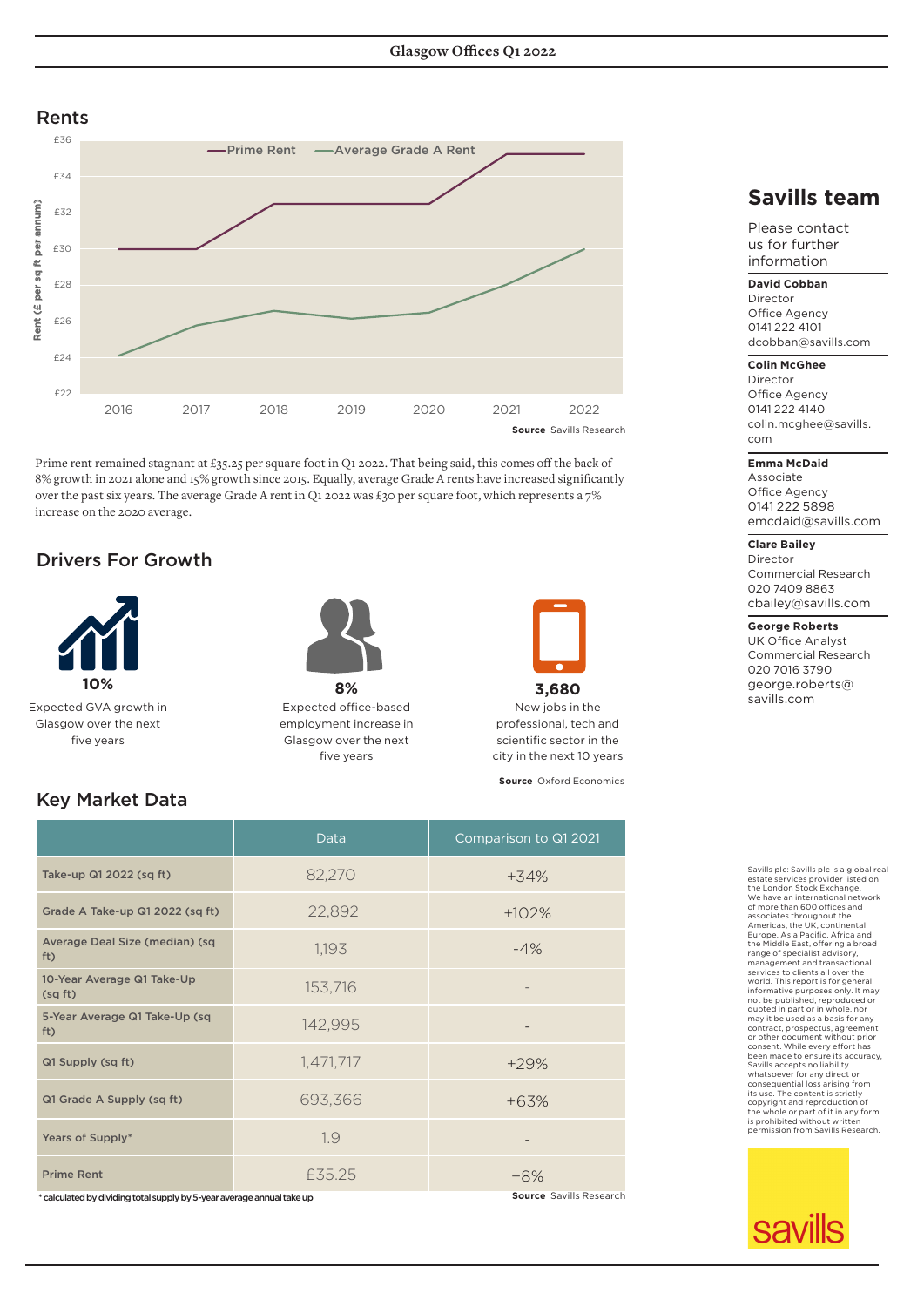## Rents

Prime Rent — Average Grade A Rent

Rent (£ per sq ft per annum)

£36
£34
£32
£30
£28
£26
£24
£22

2016 2017 2018 2019 2020 2021 2022

**Source** Savills Research

Prime rent remained stagnant at £35.25 per square foot in Q1 2022. That being said, this comes off the back of 8% growth in 2021 alone and 15% growth since 2015. Equally, average Grade A rents have increased significantly over the past six years. The average Grade A rent in Q1 2022 was £30 per square foot, which represents a 7% increase on the 2020 average.

## Drivers For Growth

**10%**
Expected GVA growth in Glasgow over the next five years

**8%**
Expected office-based employment increase in Glasgow over the next five years

**3,680**
New jobs in the professional, tech and scientific sector in the city in the next 10 years

**Source** Oxford Economics

## Key Market Data

| | Data | Comparison to Q1 2021 |
|---|---|---|
| Take-up Q1 2022 (sq ft) | 82,270 | +34% |
| Grade A Take-up Q1 2022 (sq ft) | 22,892 | +102% |
| Average Deal Size (median) (sq ft) | 1,193 | -4% |
| 10-Year Average Q1 Take-Up (sq ft) | 153,716 | - |
| 5-Year Average Q1 Take-Up (sq ft) | 142,995 | - |
| Q1 Supply (sq ft) | 1,471,717 | +29% |
| Q1 Grade A Supply (sq ft) | 693,366 | +63% |
| Years of Supply* | 1.9 | - |
| Prime Rent | £35.25 | +8% |

* calculated by dividing total supply by 5-year average annual take up

**Source** Savills Research

## Savills team

Please contact us for further information

**David Cobban**
Director
Office Agency
0141 222 4101
dcobban@savills.com

**Colin McGhee**
Director
Office Agency
0141 222 4140
colin.mcghee@savills.com

**Emma McDaid**
Associate
Office Agency
0141 222 5898
emcdaid@savills.com

**Clare Bailey**
Director
Commercial Research
020 7409 8863
cbailey@savills.com

**George Roberts**
UK Office Analyst
Commercial Research
020 7016 3790
george.roberts@savills.com

Savills plc: Savills plc is a global real estate services provider listed on the London Stock Exchange. We have an international network of more than 600 offices and associates throughout the Americas, the UK, continental Europe, Asia Pacific, Africa and the Middle East, offering a broad range of specialist advisory, management and transactional services to clients all over the world. This report is for general informative purposes only. It may not be published, reproduced or quoted in part or in whole, nor may it be used as a basis for any contract, prospectus, agreement or other document without prior consent. While every effort has been made to ensure its accuracy, Savills accepts no liability whatsoever for any direct or consequential loss arising from its use. The content is strictly copyright and reproduction of the whole or part of it in any form is prohibited without written permission from Savills Research.

savills